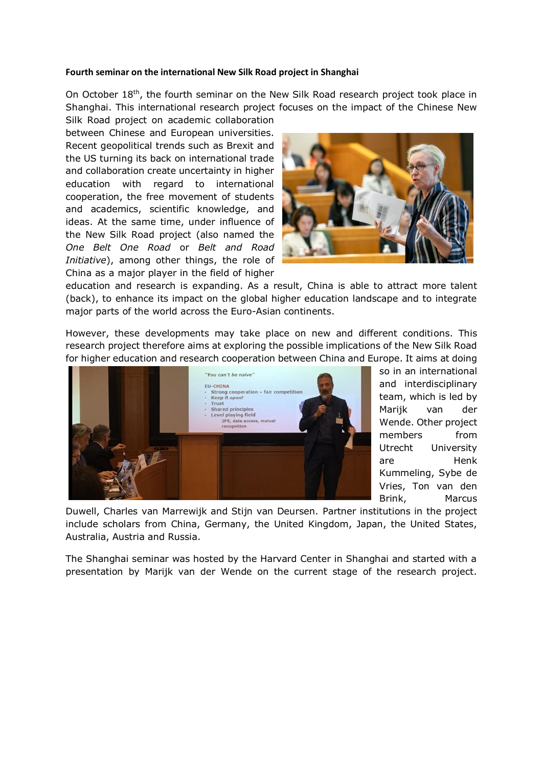**Fourth seminar on the international New Silk Road project in Shanghai**

On October 18th, the fourth seminar on the New Silk Road research project took place in Shanghai. This international research project focuses on the impact of the Chinese New Silk Road project on academic collaboration between Chinese and European universities. Recent geopolitical trends such as Brexit and the US turning its back on international trade and collaboration create uncertainty in higher education with regard to international cooperation, the free movement of students and academics, scientific knowledge, and ideas. At the same time, under influence of the New Silk Road project (also named the *One Belt One Road* or *Belt and Road Initiative*), among other things, the role of China as a major player in the field of higher education and research is expanding. As a result, China is able to attract more talent (back), to enhance its impact on the global higher education landscape and to integrate major parts of the world across the Euro-Asian continents.

However, these developments may take place on new and different conditions. This research project therefore aims at exploring the possible implications of the New Silk Road for higher education and research cooperation between China and Europe. It aims at doing so in an international and interdisciplinary team, which is led by Marijk van der Wende. Other project members from Utrecht University are Henk Kummeling, Sybe de Vries, Ton van den Brink, Marcus Duwell, Charles van Marrewijk and Stijn van Deursen. Partner institutions in the project include scholars from China, Germany, the United Kingdom, Japan, the United States, Australia, Austria and Russia.

The Shanghai seminar was hosted by the Harvard Center in Shanghai and started with a presentation by Marijk van der Wende on the current stage of the research project.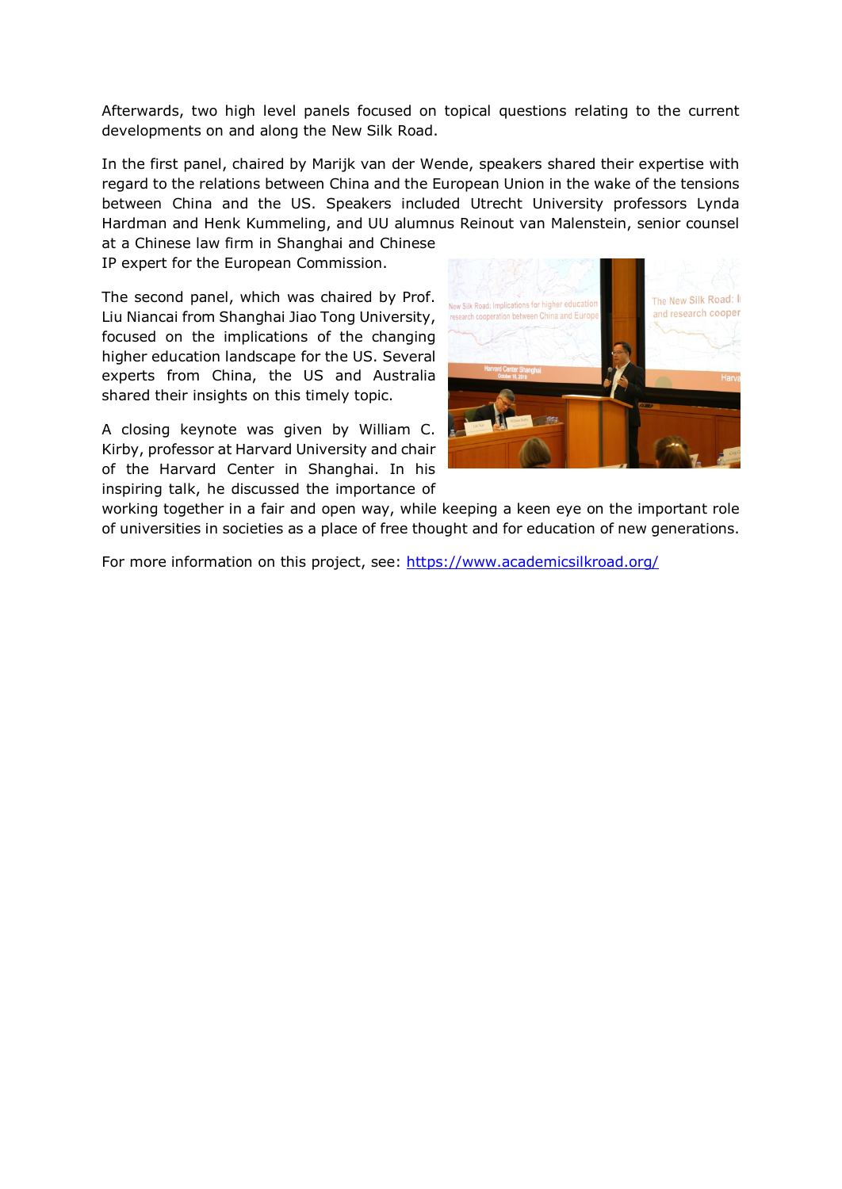Afterwards, two high level panels focused on topical questions relating to the current developments on and along the New Silk Road.

In the first panel, chaired by Marijk van der Wende, speakers shared their expertise with regard to the relations between China and the European Union in the wake of the tensions between China and the US. Speakers included Utrecht University professors Lynda Hardman and Henk Kummeling, and UU alumnus Reinout van Malenstein, senior counsel at a Chinese law firm in Shanghai and Chinese IP expert for the European Commission.

The second panel, which was chaired by Prof. Liu Niancai from Shanghai Jiao Tong University, focused on the implications of the changing higher education landscape for the US. Several experts from China, the US and Australia shared their insights on this timely topic.

A closing keynote was given by William C. Kirby, professor at Harvard University and chair of the Harvard Center in Shanghai. In his inspiring talk, he discussed the importance of working together in a fair and open way, while keeping a keen eye on the important role of universities in societies as a place of free thought and for education of new generations.

For more information on this project, see: https://www.academicsilkroad.org/